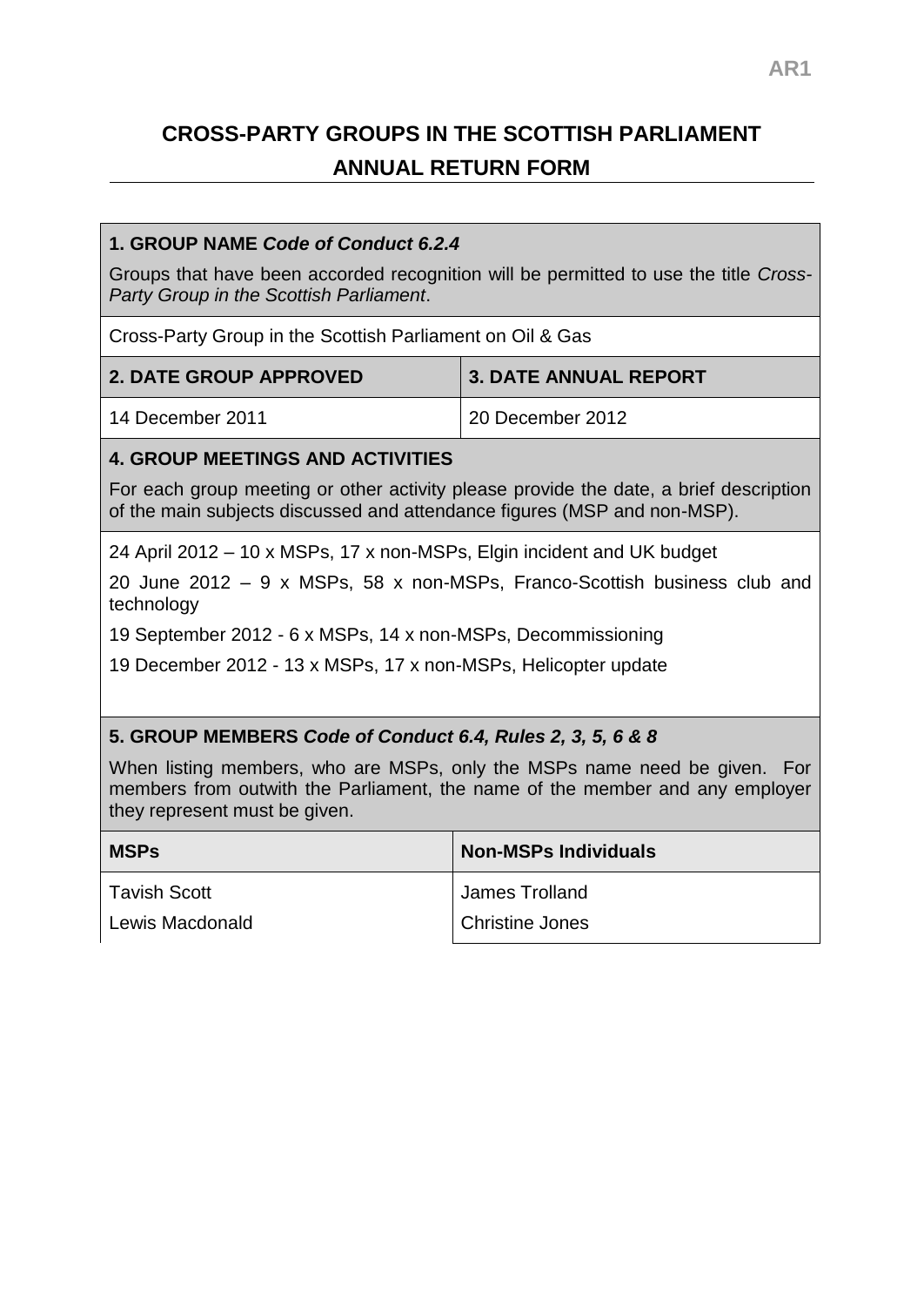AR1

# CROSS-PARTY GROUPS IN THE SCOTTISH PARLIAMENT
## ANNUAL RETURN FORM

### 1. GROUP NAME *Code of Conduct 6.2.4*

Groups that have been accorded recognition will be permitted to use the title *Cross-Party Group in the Scottish Parliament*.

Cross-Party Group in the Scottish Parliament on Oil & Gas

| 2. DATE GROUP APPROVED | 3. DATE ANNUAL REPORT |
|---|---|
| 14 December 2011 | 20 December 2012 |

### 4. GROUP MEETINGS AND ACTIVITIES

For each group meeting or other activity please provide the date, a brief description of the main subjects discussed and attendance figures (MSP and non-MSP).

24 April 2012 – 10 x MSPs, 17 x non-MSPs, Elgin incident and UK budget

20 June 2012 – 9 x MSPs, 58 x non-MSPs, Franco-Scottish business club and technology

19 September 2012 - 6 x MSPs, 14 x non-MSPs, Decommissioning

19 December 2012 - 13 x MSPs, 17 x non-MSPs, Helicopter update

### 5. GROUP MEMBERS *Code of Conduct 6.4, Rules 2, 3, 5, 6 & 8*

When listing members, who are MSPs, only the MSPs name need be given. For members from outwith the Parliament, the name of the member and any employer they represent must be given.

| MSPs | Non-MSPs Individuals |
|---|---|
| Tavish Scott | James Trolland |
| Lewis Macdonald | Christine Jones |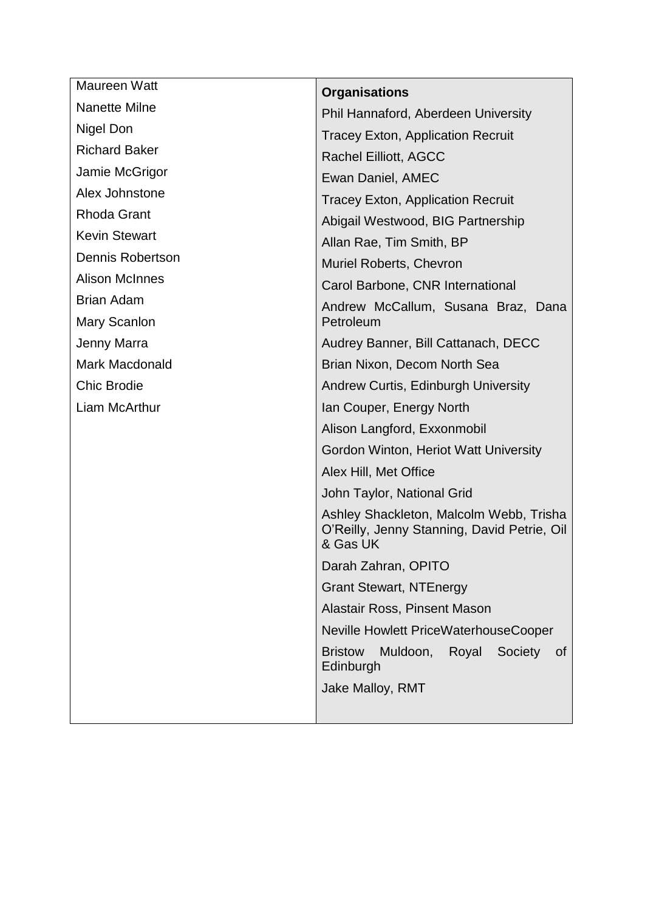| | **Organisations** |
| --- | --- |
| Maureen Watt | Phil Hannaford, Aberdeen University |
| Nanette Milne | Tracey Exton, Application Recruit |
| Nigel Don | Rachel Eilliott, AGCC |
| Richard Baker | Ewan Daniel, AMEC |
| Jamie McGrigor | Tracey Exton, Application Recruit |
| Alex Johnstone | Abigail Westwood, BIG Partnership |
| Rhoda Grant | Allan Rae, Tim Smith, BP |
| Kevin Stewart | Muriel Roberts, Chevron |
| Dennis Robertson | Carol Barbone, CNR International |
| Alison McInnes | Andrew McCallum, Susana Braz, Dana Petroleum |
| Brian Adam | Audrey Banner, Bill Cattanach, DECC |
| Mary Scanlon | Brian Nixon, Decom North Sea |
| Jenny Marra | Andrew Curtis, Edinburgh University |
| Mark Macdonald | Ian Couper, Energy North |
| Chic Brodie | Alison Langford, Exxonmobil |
| Liam McArthur | Gordon Winton, Heriot Watt University |
| | Alex Hill, Met Office |
| | John Taylor, National Grid |
| | Ashley Shackleton, Malcolm Webb, Trisha O'Reilly, Jenny Stanning, David Petrie, Oil & Gas UK |
| | Darah Zahran, OPITO |
| | Grant Stewart, NTEnergy |
| | Alastair Ross, Pinsent Mason |
| | Neville Howlett PriceWaterhouseCooper |
| | Bristow Muldoon, Royal Society of Edinburgh |
| | Jake Malloy, RMT |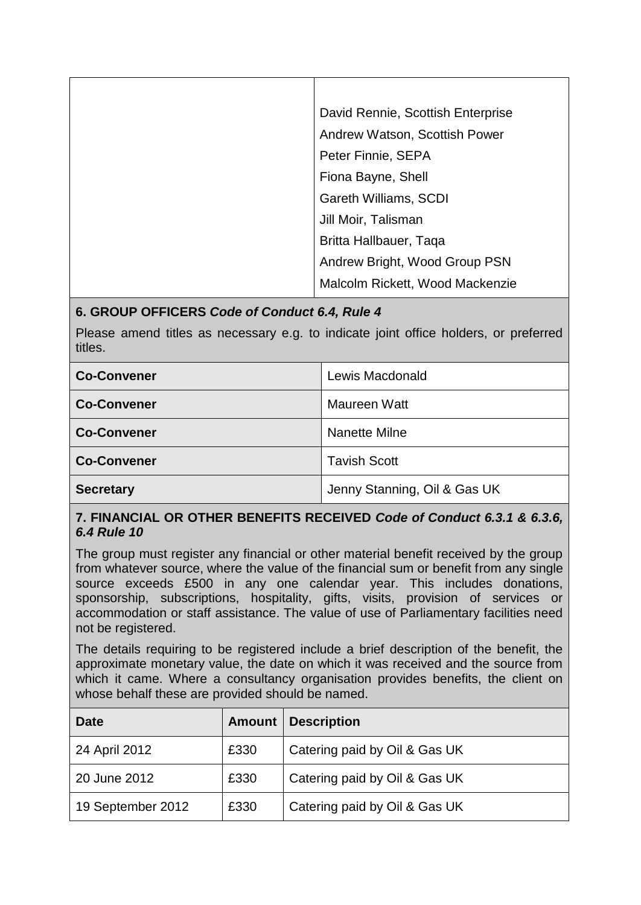| | |
|---|---|
| | David Rennie, Scottish Enterprise<br>Andrew Watson, Scottish Power<br>Peter Finnie, SEPA<br>Fiona Bayne, Shell<br>Gareth Williams, SCDI<br>Jill Moir, Talisman<br>Britta Hallbauer, Taqa<br>Andrew Bright, Wood Group PSN<br>Malcolm Rickett, Wood Mackenzie |

**6. GROUP OFFICERS *Code of Conduct 6.4, Rule 4***

Please amend titles as necessary e.g. to indicate joint office holders, or preferred titles.

| | |
|---|---|
| **Co-Convener** | Lewis Macdonald |
| **Co-Convener** | Maureen Watt |
| **Co-Convener** | Nanette Milne |
| **Co-Convener** | Tavish Scott |
| **Secretary** | Jenny Stanning, Oil & Gas UK |

**7. FINANCIAL OR OTHER BENEFITS RECEIVED *Code of Conduct 6.3.1 & 6.3.6, 6.4 Rule 10***

The group must register any financial or other material benefit received by the group from whatever source, where the value of the financial sum or benefit from any single source exceeds £500 in any one calendar year. This includes donations, sponsorship, subscriptions, hospitality, gifts, visits, provision of services or accommodation or staff assistance. The value of use of Parliamentary facilities need not be registered.

The details requiring to be registered include a brief description of the benefit, the approximate monetary value, the date on which it was received and the source from which it came. Where a consultancy organisation provides benefits, the client on whose behalf these are provided should be named.

| Date | Amount | Description |
|---|---|---|
| 24 April 2012 | £330 | Catering paid by Oil & Gas UK |
| 20 June 2012 | £330 | Catering paid by Oil & Gas UK |
| 19 September 2012 | £330 | Catering paid by Oil & Gas UK |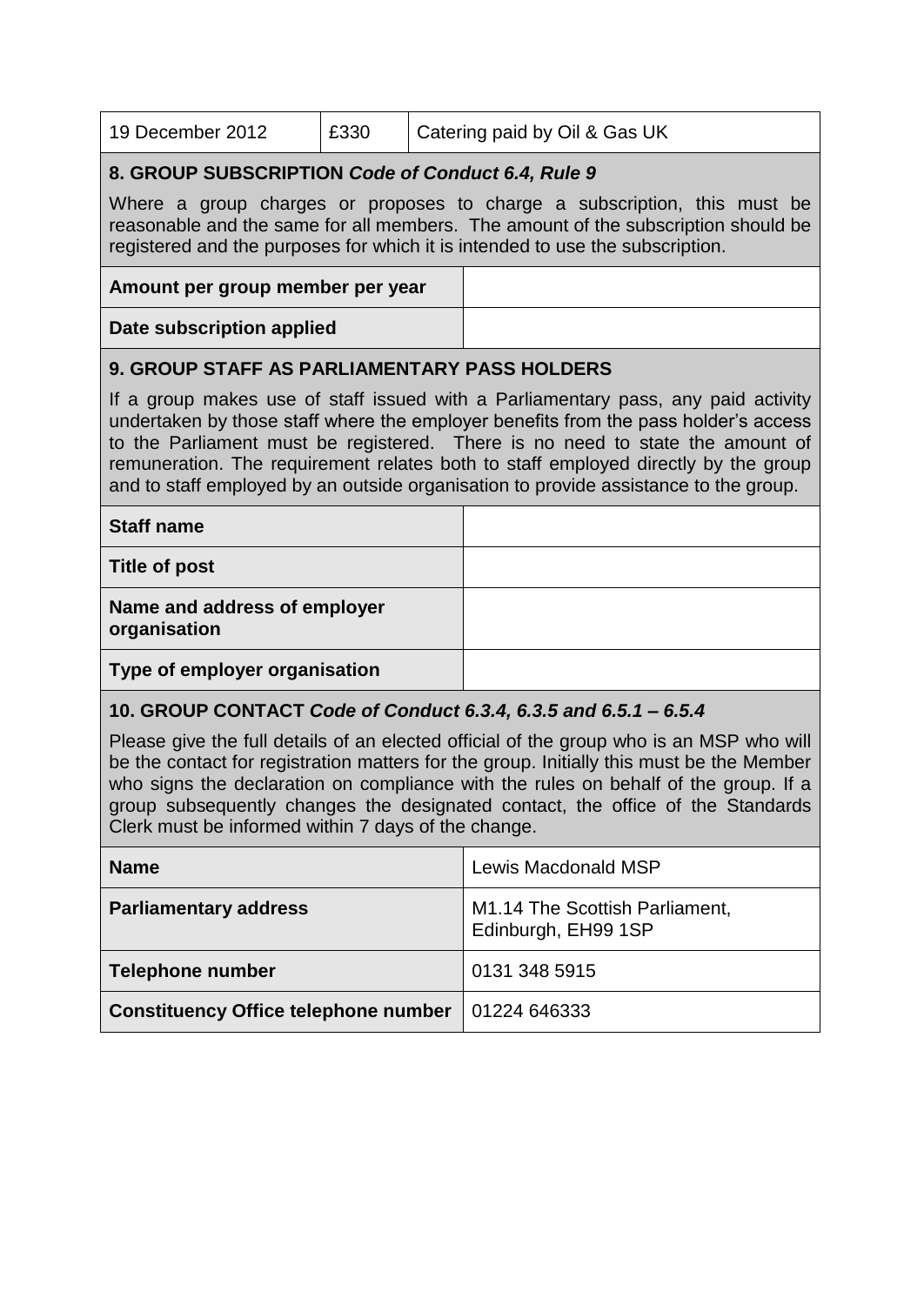| | | |
|---|---|---|
| 19 December 2012 | £330 | Catering paid by Oil & Gas UK |

## 8. GROUP SUBSCRIPTION *Code of Conduct 6.4, Rule 9*

Where a group charges or proposes to charge a subscription, this must be reasonable and the same for all members. The amount of the subscription should be registered and the purposes for which it is intended to use the subscription.

| | |
|---|---|
| **Amount per group member per year** | |
| **Date subscription applied** | |

## 9. GROUP STAFF AS PARLIAMENTARY PASS HOLDERS

If a group makes use of staff issued with a Parliamentary pass, any paid activity undertaken by those staff where the employer benefits from the pass holder's access to the Parliament must be registered. There is no need to state the amount of remuneration. The requirement relates both to staff employed directly by the group and to staff employed by an outside organisation to provide assistance to the group.

| | |
|---|---|
| **Staff name** | |
| **Title of post** | |
| **Name and address of employer organisation** | |
| **Type of employer organisation** | |

## 10. GROUP CONTACT *Code of Conduct 6.3.4, 6.3.5 and 6.5.1 – 6.5.4*

Please give the full details of an elected official of the group who is an MSP who will be the contact for registration matters for the group. Initially this must be the Member who signs the declaration on compliance with the rules on behalf of the group. If a group subsequently changes the designated contact, the office of the Standards Clerk must be informed within 7 days of the change.

| | |
|---|---|
| **Name** | Lewis Macdonald MSP |
| **Parliamentary address** | M1.14 The Scottish Parliament, Edinburgh, EH99 1SP |
| **Telephone number** | 0131 348 5915 |
| **Constituency Office telephone number** | 01224 646333 |